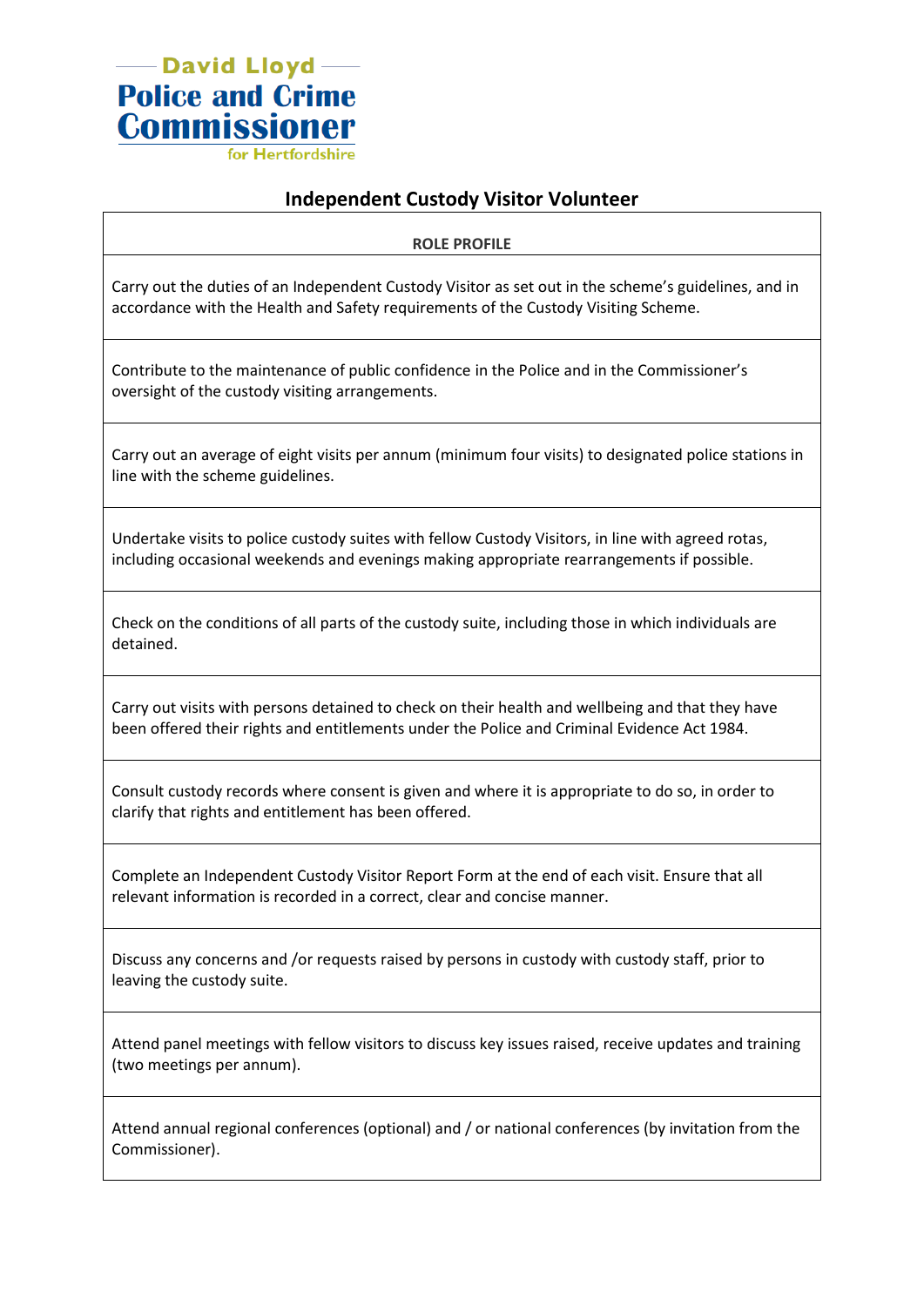David Lloyd
**Police and Crime Commissioner**
for Hertfordshire

# Independent Custody Visitor Volunteer

| ROLE PROFILE |
|---|
| Carry out the duties of an Independent Custody Visitor as set out in the scheme's guidelines, and in accordance with the Health and Safety requirements of the Custody Visiting Scheme. |
| Contribute to the maintenance of public confidence in the Police and in the Commissioner's oversight of the custody visiting arrangements. |
| Carry out an average of eight visits per annum (minimum four visits) to designated police stations in line with the scheme guidelines. |
| Undertake visits to police custody suites with fellow Custody Visitors, in line with agreed rotas, including occasional weekends and evenings making appropriate rearrangements if possible. |
| Check on the conditions of all parts of the custody suite, including those in which individuals are detained. |
| Carry out visits with persons detained to check on their health and wellbeing and that they have been offered their rights and entitlements under the Police and Criminal Evidence Act 1984. |
| Consult custody records where consent is given and where it is appropriate to do so, in order to clarify that rights and entitlement has been offered. |
| Complete an Independent Custody Visitor Report Form at the end of each visit. Ensure that all relevant information is recorded in a correct, clear and concise manner. |
| Discuss any concerns and /or requests raised by persons in custody with custody staff, prior to leaving the custody suite. |
| Attend panel meetings with fellow visitors to discuss key issues raised, receive updates and training (two meetings per annum). |
| Attend annual regional conferences (optional) and / or national conferences (by invitation from the Commissioner). |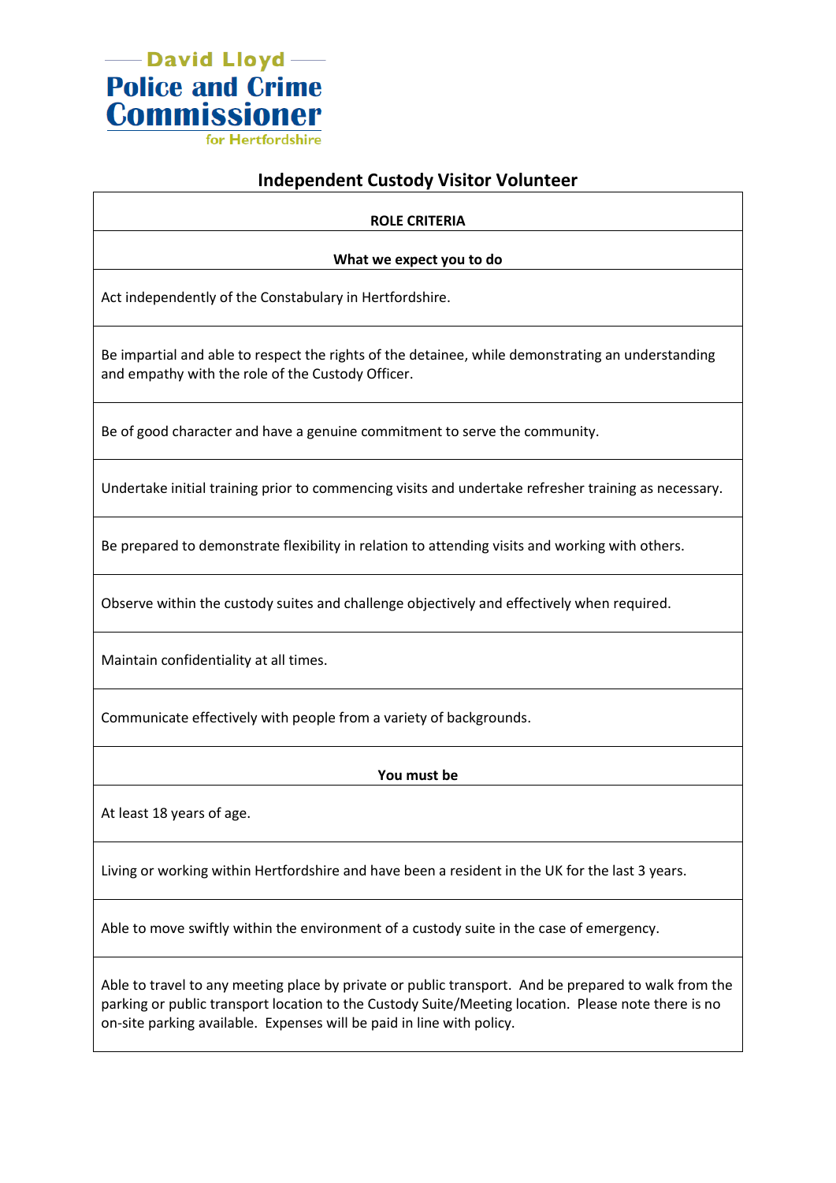David Lloyd
**Police and Crime Commissioner**
for Hertfordshire

## Independent Custody Visitor Volunteer

| ROLE CRITERIA |
|---|
| **What we expect you to do** |
| Act independently of the Constabulary in Hertfordshire. |
| Be impartial and able to respect the rights of the detainee, while demonstrating an understanding and empathy with the role of the Custody Officer. |
| Be of good character and have a genuine commitment to serve the community. |
| Undertake initial training prior to commencing visits and undertake refresher training as necessary. |
| Be prepared to demonstrate flexibility in relation to attending visits and working with others. |
| Observe within the custody suites and challenge objectively and effectively when required. |
| Maintain confidentiality at all times. |
| Communicate effectively with people from a variety of backgrounds. |
| **You must be** |
| At least 18 years of age. |
| Living or working within Hertfordshire and have been a resident in the UK for the last 3 years. |
| Able to move swiftly within the environment of a custody suite in the case of emergency. |
| Able to travel to any meeting place by private or public transport. And be prepared to walk from the parking or public transport location to the Custody Suite/Meeting location. Please note there is no on-site parking available. Expenses will be paid in line with policy. |